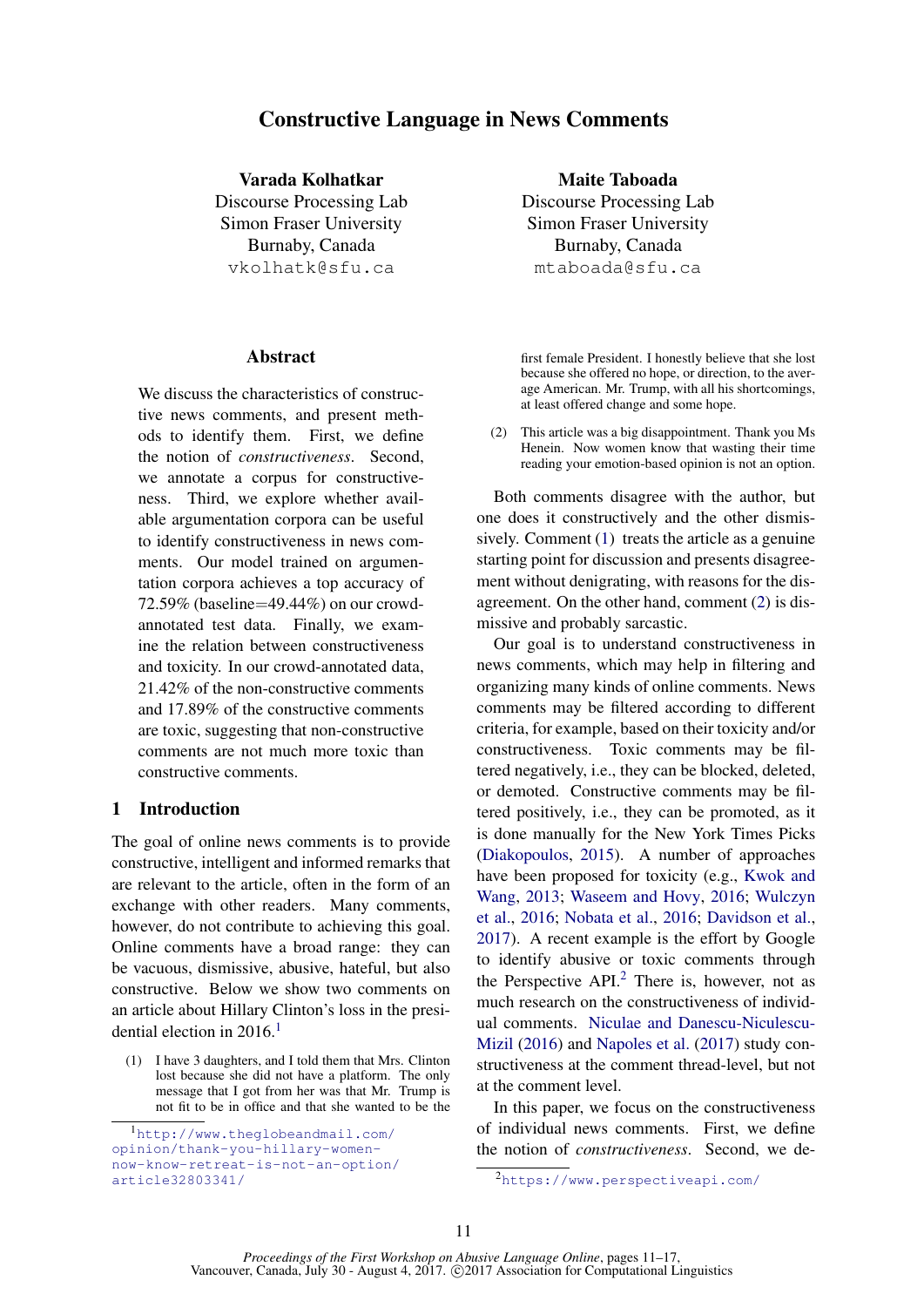# Constructive Language in News Comments

**Varada Kolhatkar**
Discourse Processing Lab
Simon Fraser University
Burnaby, Canada
vkolhatk@sfu.ca

**Maite Taboada**
Discourse Processing Lab
Simon Fraser University
Burnaby, Canada
mtaboada@sfu.ca

## Abstract

We discuss the characteristics of constructive news comments, and present methods to identify them. First, we define the notion of *constructiveness*. Second, we annotate a corpus for constructiveness. Third, we explore whether available argumentation corpora can be useful to identify constructiveness in news comments. Our model trained on argumentation corpora achieves a top accuracy of 72.59% (baseline=49.44%) on our crowd-annotated test data. Finally, we examine the relation between constructiveness and toxicity. In our crowd-annotated data, 21.42% of the non-constructive comments and 17.89% of the constructive comments are toxic, suggesting that non-constructive comments are not much more toxic than constructive comments.

## 1 Introduction

The goal of online news comments is to provide constructive, intelligent and informed remarks that are relevant to the article, often in the form of an exchange with other readers. Many comments, however, do not contribute to achieving this goal. Online comments have a broad range: they can be vacuous, dismissive, abusive, hateful, but also constructive. Below we show two comments on an article about Hillary Clinton's loss in the presidential election in 2016.[1]

(1) I have 3 daughters, and I told them that Mrs. Clinton lost because she did not have a platform. The only message that I got from her was that Mr. Trump is not fit to be in office and that she wanted to be the first female President. I honestly believe that she lost because she offered no hope, or direction, to the average American. Mr. Trump, with all his shortcomings, at least offered change and some hope.

(2) This article was a big disappointment. Thank you Ms Henein. Now women know that wasting their time reading your emotion-based opinion is not an option.

Both comments disagree with the author, but one does it constructively and the other dismissively. Comment (1) treats the article as a genuine starting point for discussion and presents disagreement without denigrating, with reasons for the disagreement. On the other hand, comment (2) is dismissive and probably sarcastic.

Our goal is to understand constructiveness in news comments, which may help in filtering and organizing many kinds of online comments. News comments may be filtered according to different criteria, for example, based on their toxicity and/or constructiveness. Toxic comments may be filtered negatively, i.e., they can be blocked, deleted, or demoted. Constructive comments may be filtered positively, i.e., they can be promoted, as it is done manually for the New York Times Picks (Diakopoulos, 2015). A number of approaches have been proposed for toxicity (e.g., Kwok and Wang, 2013; Waseem and Hovy, 2016; Wulczyn et al., 2016; Nobata et al., 2016; Davidson et al., 2017). A recent example is the effort by Google to identify abusive or toxic comments through the Perspective API.[2] There is, however, not as much research on the constructiveness of individual comments. Niculae and Danescu-Niculescu-Mizil (2016) and Napoles et al. (2017) study constructiveness at the comment thread-level, but not at the comment level.

In this paper, we focus on the constructiveness of individual news comments. First, we define the notion of *constructiveness*. Second, we de-

[1] http://www.theglobeandmail.com/opinion/thank-you-hillary-women-now-know-retreat-is-not-an-option/article32803341/

[2] https://www.perspectiveapi.com/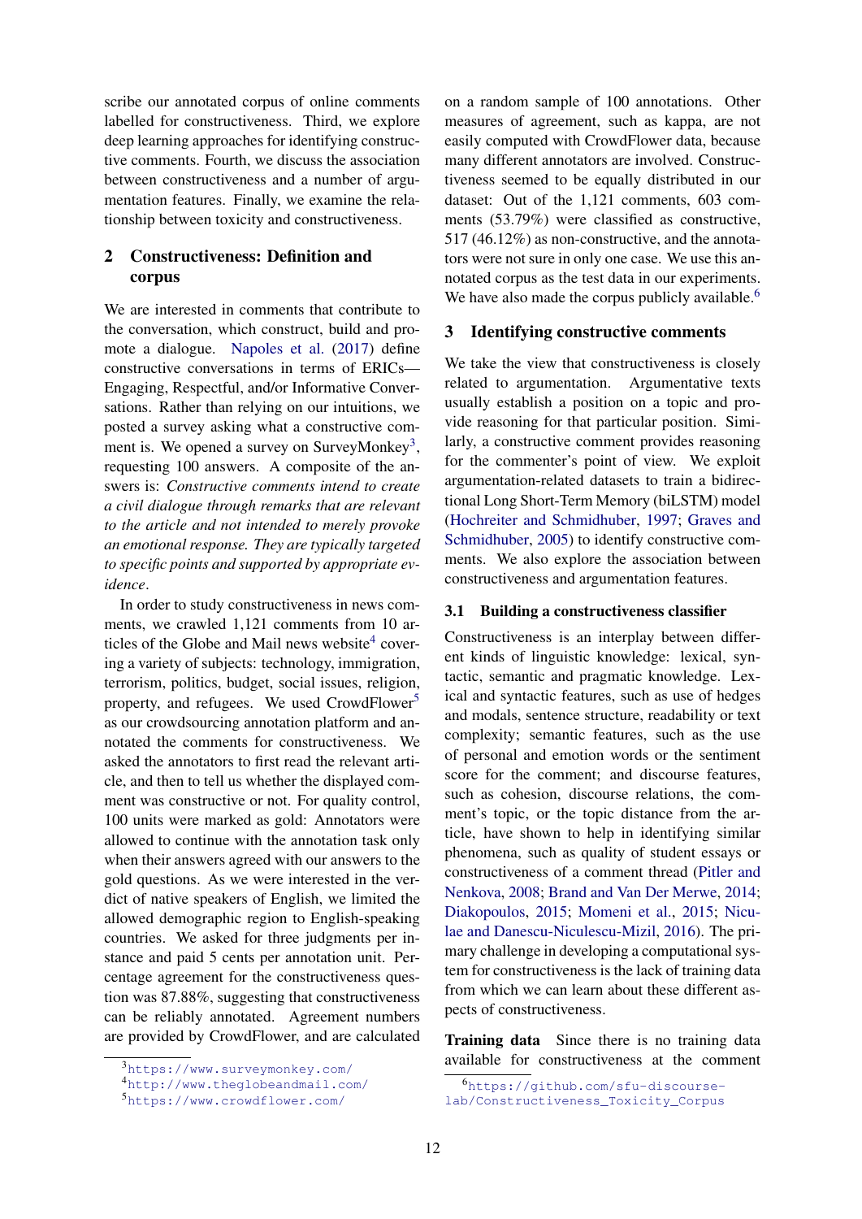scribe our annotated corpus of online comments labelled for constructiveness. Third, we explore deep learning approaches for identifying constructive comments. Fourth, we discuss the association between constructiveness and a number of argumentation features. Finally, we examine the relationship between toxicity and constructiveness.

## 2 Constructiveness: Definition and corpus

We are interested in comments that contribute to the conversation, which construct, build and promote a dialogue. Napoles et al. (2017) define constructive conversations in terms of ERICs—Engaging, Respectful, and/or Informative Conversations. Rather than relying on our intuitions, we posted a survey asking what a constructive comment is. We opened a survey on SurveyMonkey[3], requesting 100 answers. A composite of the answers is: *Constructive comments intend to create a civil dialogue through remarks that are relevant to the article and not intended to merely provoke an emotional response. They are typically targeted to specific points and supported by appropriate evidence*.

In order to study constructiveness in news comments, we crawled 1,121 comments from 10 articles of the Globe and Mail news website[4] covering a variety of subjects: technology, immigration, terrorism, politics, budget, social issues, religion, property, and refugees. We used CrowdFlower[5] as our crowdsourcing annotation platform and annotated the comments for constructiveness. We asked the annotators to first read the relevant article, and then to tell us whether the displayed comment was constructive or not. For quality control, 100 units were marked as gold: Annotators were allowed to continue with the annotation task only when their answers agreed with our answers to the gold questions. As we were interested in the verdict of native speakers of English, we limited the allowed demographic region to English-speaking countries. We asked for three judgments per instance and paid 5 cents per annotation unit. Percentage agreement for the constructiveness question was 87.88%, suggesting that constructiveness can be reliably annotated. Agreement numbers are provided by CrowdFlower, and are calculated on a random sample of 100 annotations. Other measures of agreement, such as kappa, are not easily computed with CrowdFlower data, because many different annotators are involved. Constructiveness seemed to be equally distributed in our dataset: Out of the 1,121 comments, 603 comments (53.79%) were classified as constructive, 517 (46.12%) as non-constructive, and the annotators were not sure in only one case. We use this annotated corpus as the test data in our experiments. We have also made the corpus publicly available.[6]

[3] https://www.surveymonkey.com/

[4] http://www.theglobeandmail.com/

[5] https://www.crowdflower.com/

[6] https://github.com/sfu-discourse-lab/Constructiveness_Toxicity_Corpus

## 3 Identifying constructive comments

We take the view that constructiveness is closely related to argumentation. Argumentative texts usually establish a position on a topic and provide reasoning for that particular position. Similarly, a constructive comment provides reasoning for the commenter's point of view. We exploit argumentation-related datasets to train a bidirectional Long Short-Term Memory (biLSTM) model (Hochreiter and Schmidhuber, 1997; Graves and Schmidhuber, 2005) to identify constructive comments. We also explore the association between constructiveness and argumentation features.

### 3.1 Building a constructiveness classifier

Constructiveness is an interplay between different kinds of linguistic knowledge: lexical, syntactic, semantic and pragmatic knowledge. Lexical and syntactic features, such as use of hedges and modals, sentence structure, readability or text complexity; semantic features, such as the use of personal and emotion words or the sentiment score for the comment; and discourse features, such as cohesion, discourse relations, the comment's topic, or the topic distance from the article, have shown to help in identifying similar phenomena, such as quality of student essays or constructiveness of a comment thread (Pitler and Nenkova, 2008; Brand and Van Der Merwe, 2014; Diakopoulos, 2015; Momeni et al., 2015; Niculae and Danescu-Niculescu-Mizil, 2016). The primary challenge in developing a computational system for constructiveness is the lack of training data from which we can learn about these different aspects of constructiveness.

**Training data** Since there is no training data available for constructiveness at the comment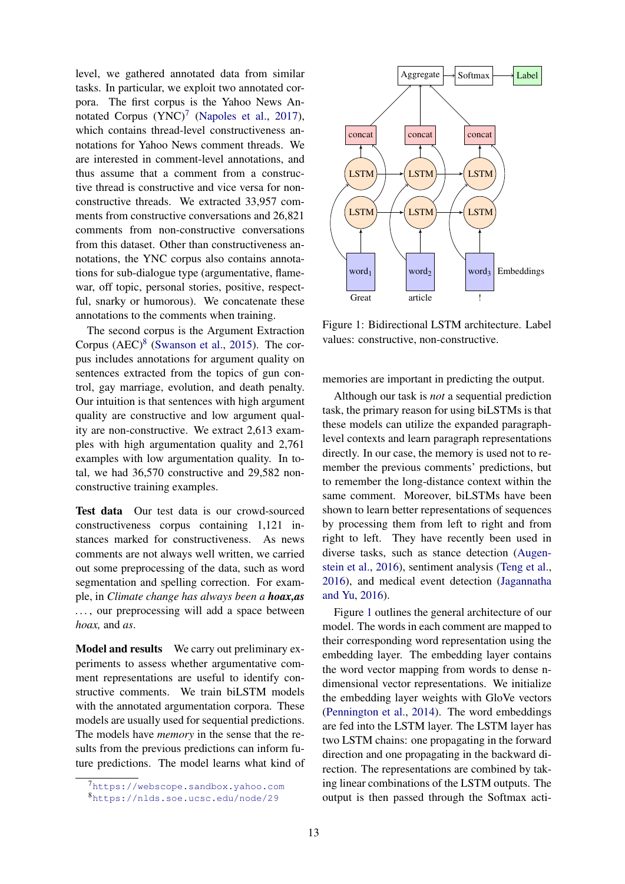level, we gathered annotated data from similar tasks. In particular, we exploit two annotated corpora. The first corpus is the Yahoo News Annotated Corpus (YNC)[7] (Napoles et al., 2017), which contains thread-level constructiveness annotations for Yahoo News comment threads. We are interested in comment-level annotations, and thus assume that a comment from a constructive thread is constructive and vice versa for non-constructive threads. We extracted 33,957 comments from constructive conversations and 26,821 comments from non-constructive conversations from this dataset. Other than constructiveness annotations, the YNC corpus also contains annotations for sub-dialogue type (argumentative, flame-war, off topic, personal stories, positive, respectful, snarky or humorous). We concatenate these annotations to the comments when training.

The second corpus is the Argument Extraction Corpus (AEC)[8] (Swanson et al., 2015). The corpus includes annotations for argument quality on sentences extracted from the topics of gun control, gay marriage, evolution, and death penalty. Our intuition is that sentences with high argument quality are constructive and low argument quality are non-constructive. We extract 2,613 examples with high argumentation quality and 2,761 examples with low argumentation quality. In total, we had 36,570 constructive and 29,582 non-constructive training examples.

**Test data** Our test data is our crowd-sourced constructiveness corpus containing 1,121 instances marked for constructiveness. As news comments are not always well written, we carried out some preprocessing of the data, such as word segmentation and spelling correction. For example, in *Climate change has always been a* ***hoax,as*** . . . , our preprocessing will add a space between *hoax,* and *as*.

**Model and results** We carry out preliminary experiments to assess whether argumentative comment representations are useful to identify constructive comments. We train biLSTM models with the annotated argumentation corpora. These models are usually used for sequential predictions. The models have *memory* in the sense that the results from the previous predictions can inform future predictions. The model learns what kind of memories are important in predicting the output.

Although our task is *not* a sequential prediction task, the primary reason for using biLSTMs is that these models can utilize the expanded paragraph-level contexts and learn paragraph representations directly. In our case, the memory is used not to remember the previous comments' predictions, but to remember the long-distance context within the same comment. Moreover, biLSTMs have been shown to learn better representations of sequences by processing them from left to right and from right to left. They have recently been used in diverse tasks, such as stance detection (Augenstein et al., 2016), sentiment analysis (Teng et al., 2016), and medical event detection (Jagannatha and Yu, 2016).

Figure 1: Bidirectional LSTM architecture. Label values: constructive, non-constructive.

Figure 1 outlines the general architecture of our model. The words in each comment are mapped to their corresponding word representation using the embedding layer. The embedding layer contains the word vector mapping from words to dense n-dimensional vector representations. We initialize the embedding layer weights with GloVe vectors (Pennington et al., 2014). The word embeddings are fed into the LSTM layer. The LSTM layer has two LSTM chains: one propagating in the forward direction and one propagating in the backward direction. The representations are combined by taking linear combinations of the LSTM outputs. The output is then passed through the Softmax acti-

[7] https://webscope.sandbox.yahoo.com

[8] https://nlds.soe.ucsc.edu/node/29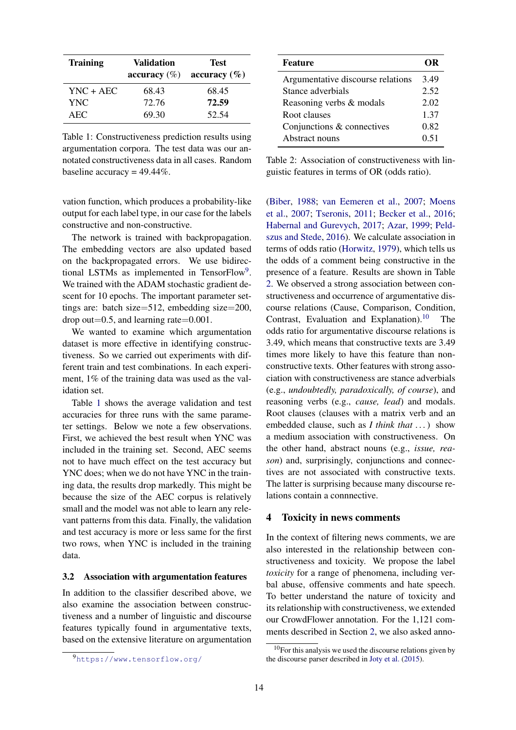| Training | Validation accuracy (%) | Test accuracy (%) |
|---|---|---|
| YNC + AEC | 68.43 | 68.45 |
| YNC | 72.76 | **72.59** |
| AEC | 69.30 | 52.54 |

Table 1: Constructiveness prediction results using argumentation corpora. The test data was our annotated constructiveness data in all cases. Random baseline accuracy = 49.44%.

vation function, which produces a probability-like output for each label type, in our case for the labels constructive and non-constructive.

The network is trained with backpropagation. The embedding vectors are also updated based on the backpropagated errors. We use bidirectional LSTMs as implemented in TensorFlow[9]. We trained with the ADAM stochastic gradient descent for 10 epochs. The important parameter settings are: batch size=512, embedding size=200, drop out=0.5, and learning rate=0.001.

We wanted to examine which argumentation dataset is more effective in identifying constructiveness. So we carried out experiments with different train and test combinations. In each experiment, 1% of the training data was used as the validation set.

Table 1 shows the average validation and test accuracies for three runs with the same parameter settings. Below we note a few observations. First, we achieved the best result when YNC was included in the training set. Second, AEC seems not to have much effect on the test accuracy but YNC does; when we do not have YNC in the training data, the results drop markedly. This might be because the size of the AEC corpus is relatively small and the model was not able to learn any relevant patterns from this data. Finally, the validation and test accuracy is more or less same for the first two rows, when YNC is included in the training data.

### 3.2 Association with argumentation features

In addition to the classifier described above, we also examine the association between constructiveness and a number of linguistic and discourse features typically found in argumentative texts, based on the extensive literature on argumentation (Biber, 1988; van Eemeren et al., 2007; Moens et al., 2007; Tseronis, 2011; Becker et al., 2016; Habernal and Gurevych, 2017; Azar, 1999; Peldszus and Stede, 2016). We calculate association in terms of odds ratio (Horwitz, 1979), which tells us the odds of a comment being constructive in the presence of a feature. Results are shown in Table 2. We observed a strong association between constructiveness and occurrence of argumentative discourse relations (Cause, Comparison, Condition, Contrast, Evaluation and Explanation).[10] The odds ratio for argumentative discourse relations is 3.49, which means that constructive texts are 3.49 times more likely to have this feature than non-constructive texts. Other features with strong association with constructiveness are stance adverbials (e.g., *undoubtedly, paradoxically, of course*), and reasoning verbs (e.g., *cause, lead*) and modals. Root clauses (clauses with a matrix verb and an embedded clause, such as *I think that* ...) show a medium association with constructiveness. On the other hand, abstract nouns (e.g., *issue, reason*) and, surprisingly, conjunctions and connectives are not associated with constructive texts. The latter is surprising because many discourse relations contain a connnective.

| Feature | OR |
|---|---|
| Argumentative discourse relations | 3.49 |
| Stance adverbials | 2.52 |
| Reasoning verbs & modals | 2.02 |
| Root clauses | 1.37 |
| Conjunctions & connectives | 0.82 |
| Abstract nouns | 0.51 |

Table 2: Association of constructiveness with linguistic features in terms of OR (odds ratio).

## 4 Toxicity in news comments

In the context of filtering news comments, we are also interested in the relationship between constructiveness and toxicity. We propose the label *toxicity* for a range of phenomena, including verbal abuse, offensive comments and hate speech. To better understand the nature of toxicity and its relationship with constructiveness, we extended our CrowdFlower annotation. For the 1,121 comments described in Section 2, we also asked anno-

[9] https://www.tensorflow.org/

[10] For this analysis we used the discourse relations given by the discourse parser described in Joty et al. (2015).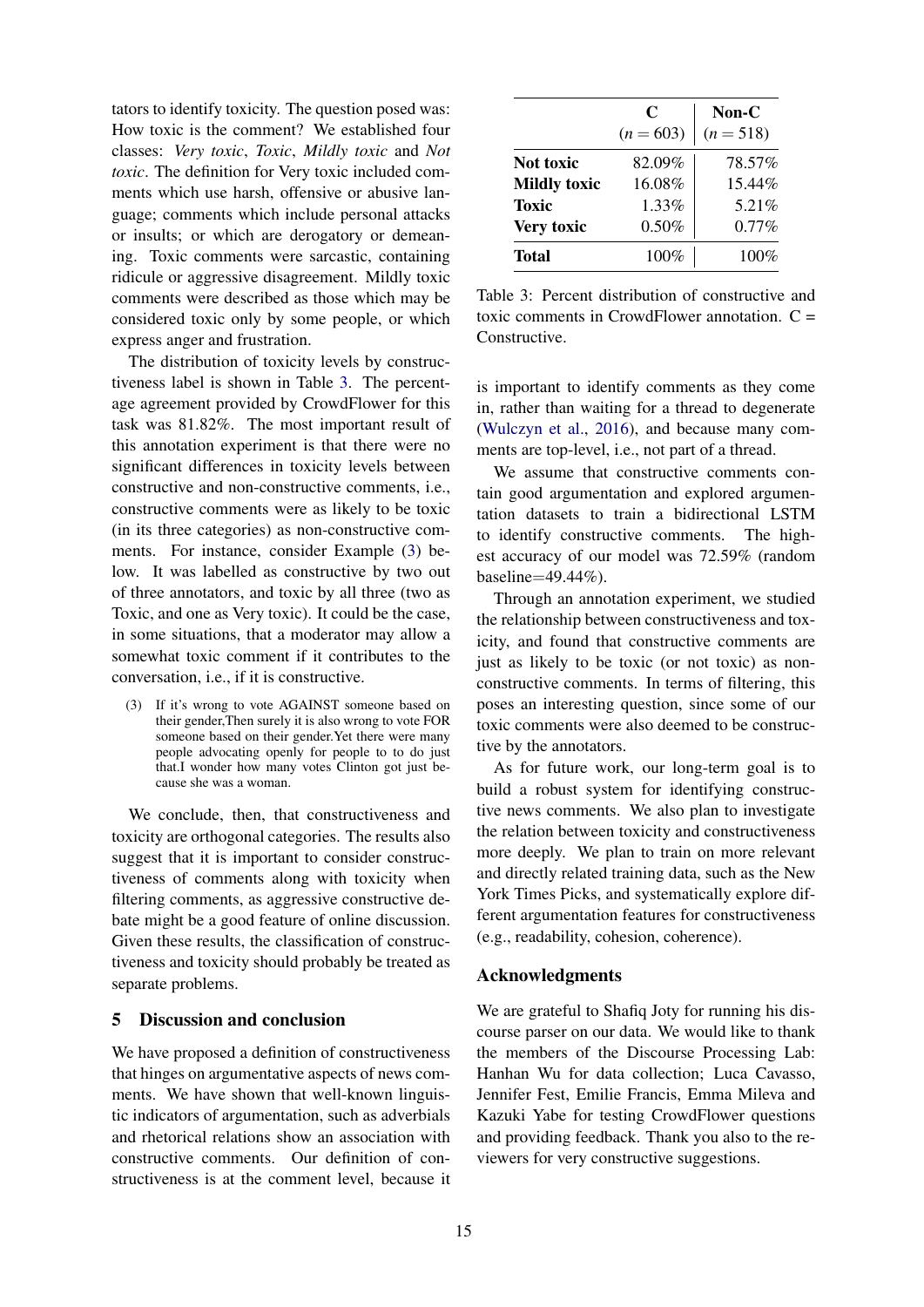tators to identify toxicity. The question posed was: How toxic is the comment? We established four classes: *Very toxic*, *Toxic*, *Mildly toxic* and *Not toxic*. The definition for Very toxic included comments which use harsh, offensive or abusive language; comments which include personal attacks or insults; or which are derogatory or demeaning. Toxic comments were sarcastic, containing ridicule or aggressive disagreement. Mildly toxic comments were described as those which may be considered toxic only by some people, or which express anger and frustration.

The distribution of toxicity levels by constructiveness label is shown in Table 3. The percentage agreement provided by CrowdFlower for this task was 81.82%. The most important result of this annotation experiment is that there were no significant differences in toxicity levels between constructive and non-constructive comments, i.e., constructive comments were as likely to be toxic (in its three categories) as non-constructive comments. For instance, consider Example (3) below. It was labelled as constructive by two out of three annotators, and toxic by all three (two as Toxic, and one as Very toxic). It could be the case, in some situations, that a moderator may allow a somewhat toxic comment if it contributes to the conversation, i.e., if it is constructive.

(3) If it's wrong to vote AGAINST someone based on their gender,Then surely it is also wrong to vote FOR someone based on their gender.Yet there were many people advocating openly for people to to do just that.I wonder how many votes Clinton got just because she was a woman.

We conclude, then, that constructiveness and toxicity are orthogonal categories. The results also suggest that it is important to consider constructiveness of comments along with toxicity when filtering comments, as aggressive constructive debate might be a good feature of online discussion. Given these results, the classification of constructiveness and toxicity should probably be treated as separate problems.

## 5 Discussion and conclusion

We have proposed a definition of constructiveness that hinges on argumentative aspects of news comments. We have shown that well-known linguistic indicators of argumentation, such as adverbials and rhetorical relations show an association with constructive comments. Our definition of constructiveness is at the comment level, because it is important to identify comments as they come in, rather than waiting for a thread to degenerate (Wulczyn et al., 2016), and because many comments are top-level, i.e., not part of a thread.

We assume that constructive comments contain good argumentation and explored argumentation datasets to train a bidirectional LSTM to identify constructive comments. The highest accuracy of our model was 72.59% (random baseline=49.44%).

Through an annotation experiment, we studied the relationship between constructiveness and toxicity, and found that constructive comments are just as likely to be toxic (or not toxic) as non-constructive comments. In terms of filtering, this poses an interesting question, since some of our toxic comments were also deemed to be constructive by the annotators.

As for future work, our long-term goal is to build a robust system for identifying constructive news comments. We also plan to investigate the relation between toxicity and constructiveness more deeply. We plan to train on more relevant and directly related training data, such as the New York Times Picks, and systematically explore different argumentation features for constructiveness (e.g., readability, cohesion, coherence).

| | **C** ($n = 603$) | **Non-C** ($n = 518$) |
|---|---|---|
| **Not toxic** | 82.09% | 78.57% |
| **Mildly toxic** | 16.08% | 15.44% |
| **Toxic** | 1.33% | 5.21% |
| **Very toxic** | 0.50% | 0.77% |
| **Total** | 100% | 100% |

Table 3: Percent distribution of constructive and toxic comments in CrowdFlower annotation. C = Constructive.

## Acknowledgments

We are grateful to Shafiq Joty for running his discourse parser on our data. We would like to thank the members of the Discourse Processing Lab: Hanhan Wu for data collection; Luca Cavasso, Jennifer Fest, Emilie Francis, Emma Mileva and Kazuki Yabe for testing CrowdFlower questions and providing feedback. Thank you also to the reviewers for very constructive suggestions.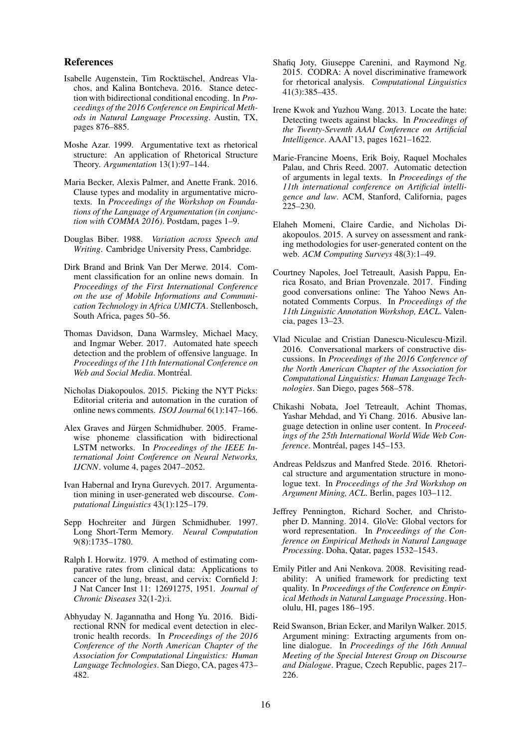## References

Isabelle Augenstein, Tim Rocktäschel, Andreas Vlachos, and Kalina Bontcheva. 2016. Stance detection with bidirectional conditional encoding. In *Proceedings of the 2016 Conference on Empirical Methods in Natural Language Processing*. Austin, TX, pages 876–885.

Moshe Azar. 1999. Argumentative text as rhetorical structure: An application of Rhetorical Structure Theory. *Argumentation* 13(1):97–144.

Maria Becker, Alexis Palmer, and Anette Frank. 2016. Clause types and modality in argumentative microtexts. In *Proceedings of the Workshop on Foundations of the Language of Argumentation (in conjunction with COMMA 2016)*. Postdam, pages 1–9.

Douglas Biber. 1988. *Variation across Speech and Writing*. Cambridge University Press, Cambridge.

Dirk Brand and Brink Van Der Merwe. 2014. Comment classification for an online news domain. In *Proceedings of the First International Conference on the use of Mobile Informations and Communication Technology in Africa UMICTA*. Stellenbosch, South Africa, pages 50–56.

Thomas Davidson, Dana Warmsley, Michael Macy, and Ingmar Weber. 2017. Automated hate speech detection and the problem of offensive language. In *Proceedings of the 11th International Conference on Web and Social Media*. Montréal.

Nicholas Diakopoulos. 2015. Picking the NYT Picks: Editorial criteria and automation in the curation of online news comments. *ISOJ Journal* 6(1):147–166.

Alex Graves and Jürgen Schmidhuber. 2005. Framewise phoneme classification with bidirectional LSTM networks. In *Proceedings of the IEEE International Joint Conference on Neural Networks, IJCNN*. volume 4, pages 2047–2052.

Ivan Habernal and Iryna Gurevych. 2017. Argumentation mining in user-generated web discourse. *Computational Linguistics* 43(1):125–179.

Sepp Hochreiter and Jürgen Schmidhuber. 1997. Long Short-Term Memory. *Neural Computation* 9(8):1735–1780.

Ralph I. Horwitz. 1979. A method of estimating comparative rates from clinical data: Applications to cancer of the lung, breast, and cervix: Cornfield J: J Nat Cancer Inst 11: 12691275, 1951. *Journal of Chronic Diseases* 32(1-2):i.

Abhyuday N. Jagannatha and Hong Yu. 2016. Bidirectional RNN for medical event detection in electronic health records. In *Proceedings of the 2016 Conference of the North American Chapter of the Association for Computational Linguistics: Human Language Technologies*. San Diego, CA, pages 473–482.

Shafiq Joty, Giuseppe Carenini, and Raymond Ng. 2015. CODRA: A novel discriminative framework for rhetorical analysis. *Computational Linguistics* 41(3):385–435.

Irene Kwok and Yuzhou Wang. 2013. Locate the hate: Detecting tweets against blacks. In *Proceedings of the Twenty-Seventh AAAI Conference on Artificial Intelligence*. AAAI'13, pages 1621–1622.

Marie-Francine Moens, Erik Boiy, Raquel Mochales Palau, and Chris Reed. 2007. Automatic detection of arguments in legal texts. In *Proceedings of the 11th international conference on Artificial intelligence and law*. ACM, Stanford, California, pages 225–230.

Elaheh Momeni, Claire Cardie, and Nicholas Diakopoulos. 2015. A survey on assessment and ranking methodologies for user-generated content on the web. *ACM Computing Surveys* 48(3):1–49.

Courtney Napoles, Joel Tetreault, Aasish Pappu, Enrica Rosato, and Brian Provenzale. 2017. Finding good conversations online: The Yahoo News Annotated Comments Corpus. In *Proceedings of the 11th Linguistic Annotation Workshop, EACL*. Valencia, pages 13–23.

Vlad Niculae and Cristian Danescu-Niculescu-Mizil. 2016. Conversational markers of constructive discussions. In *Proceedings of the 2016 Conference of the North American Chapter of the Association for Computational Linguistics: Human Language Technologies*. San Diego, pages 568–578.

Chikashi Nobata, Joel Tetreault, Achint Thomas, Yashar Mehdad, and Yi Chang. 2016. Abusive language detection in online user content. In *Proceedings of the 25th International World Wide Web Conference*. Montréal, pages 145–153.

Andreas Peldszus and Manfred Stede. 2016. Rhetorical structure and argumentation structure in monologue text. In *Proceedings of the 3rd Workshop on Argument Mining, ACL*. Berlin, pages 103–112.

Jeffrey Pennington, Richard Socher, and Christopher D. Manning. 2014. GloVe: Global vectors for word representation. In *Proceedings of the Conference on Empirical Methods in Natural Language Processing*. Doha, Qatar, pages 1532–1543.

Emily Pitler and Ani Nenkova. 2008. Revisiting readability: A unified framework for predicting text quality. In *Proceedings of the Conference on Empirical Methods in Natural Language Processing*. Honolulu, HI, pages 186–195.

Reid Swanson, Brian Ecker, and Marilyn Walker. 2015. Argument mining: Extracting arguments from online dialogue. In *Proceedings of the 16th Annual Meeting of the Special Interest Group on Discourse and Dialogue*. Prague, Czech Republic, pages 217–226.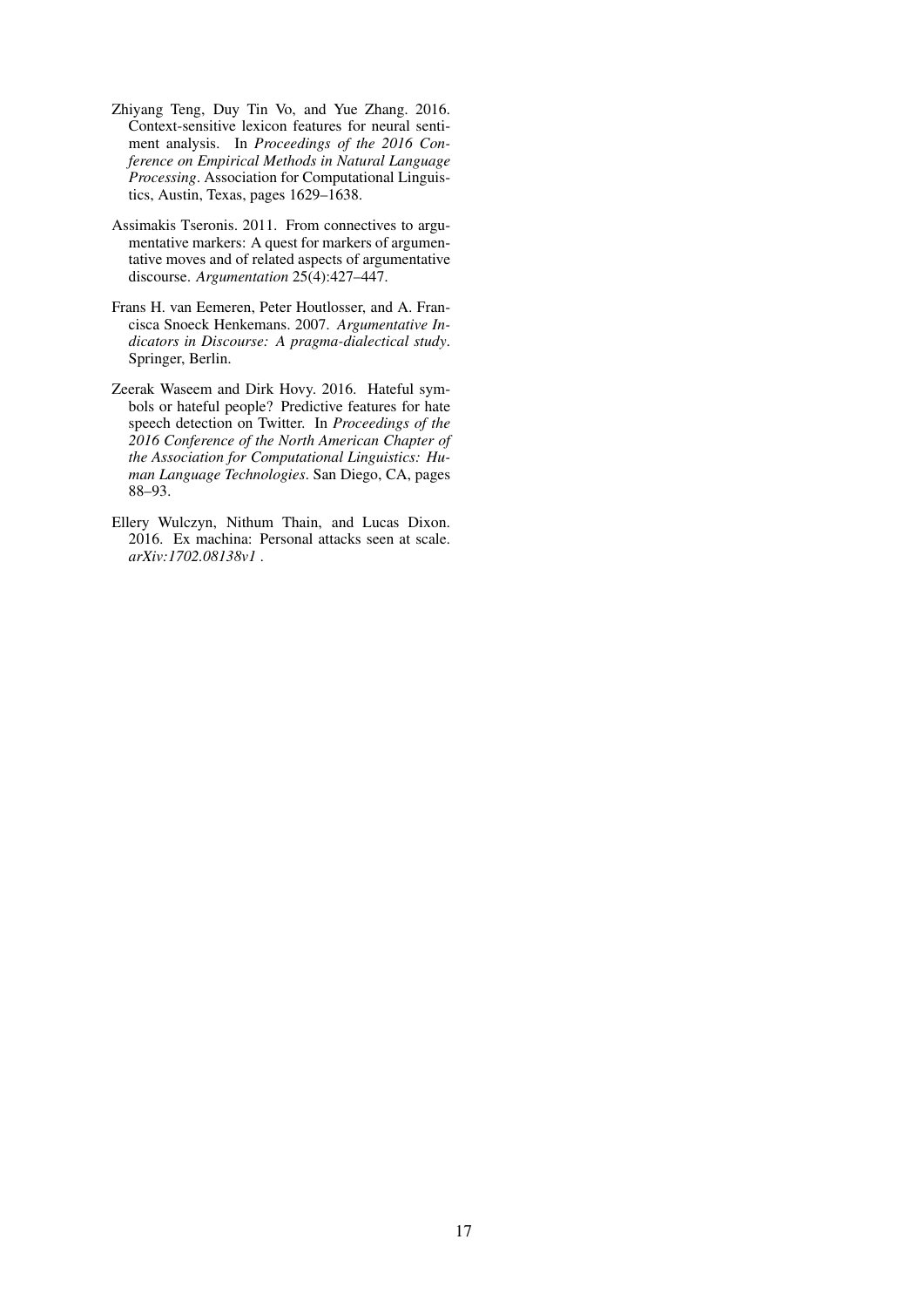Zhiyang Teng, Duy Tin Vo, and Yue Zhang. 2016. Context-sensitive lexicon features for neural sentiment analysis. In *Proceedings of the 2016 Conference on Empirical Methods in Natural Language Processing*. Association for Computational Linguistics, Austin, Texas, pages 1629–1638.

Assimakis Tseronis. 2011. From connectives to argumentative markers: A quest for markers of argumentative moves and of related aspects of argumentative discourse. *Argumentation* 25(4):427–447.

Frans H. van Eemeren, Peter Houtlosser, and A. Francisca Snoeck Henkemans. 2007. *Argumentative Indicators in Discourse: A pragma-dialectical study*. Springer, Berlin.

Zeerak Waseem and Dirk Hovy. 2016. Hateful symbols or hateful people? Predictive features for hate speech detection on Twitter. In *Proceedings of the 2016 Conference of the North American Chapter of the Association for Computational Linguistics: Human Language Technologies*. San Diego, CA, pages 88–93.

Ellery Wulczyn, Nithum Thain, and Lucas Dixon. 2016. Ex machina: Personal attacks seen at scale. *arXiv:1702.08138v1* .